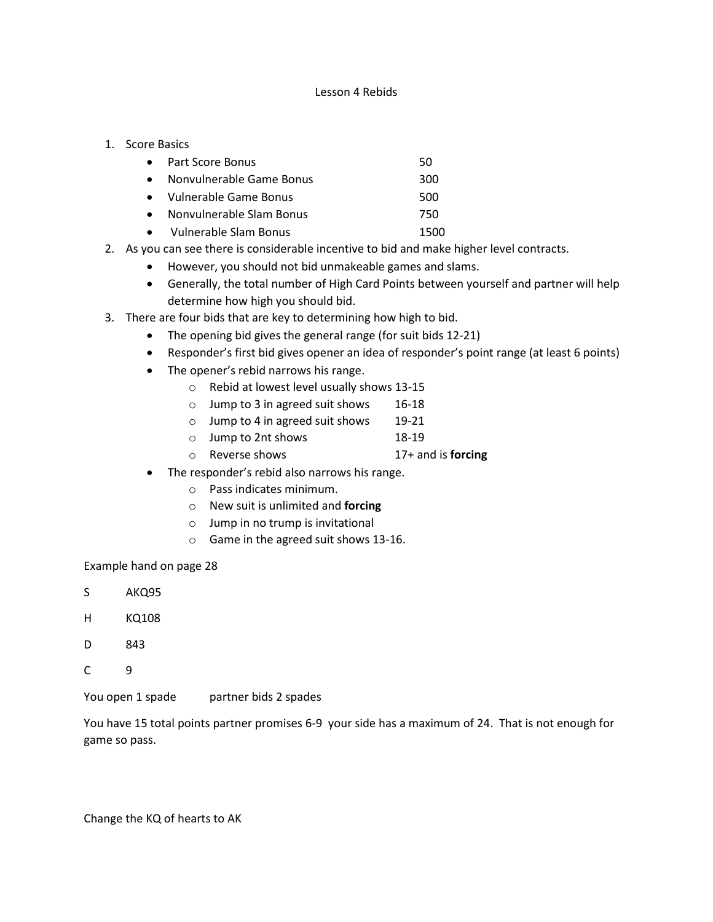# Lesson 4 Rebids

1. Score Basics
   - Part Score Bonus 50
   - Nonvulnerable Game Bonus 300
   - Vulnerable Game Bonus 500
   - Nonvulnerable Slam Bonus 750
   - Vulnerable Slam Bonus 1500
2. As you can see there is considerable incentive to bid and make higher level contracts.
   - However, you should not bid unmakeable games and slams.
   - Generally, the total number of High Card Points between yourself and partner will help determine how high you should bid.
3. There are four bids that are key to determining how high to bid.
   - The opening bid gives the general range (for suit bids 12-21)
   - Responder's first bid gives opener an idea of responder's point range (at least 6 points)
   - The opener's rebid narrows his range.
     - Rebid at lowest level usually shows 13-15
     - Jump to 3 in agreed suit shows 16-18
     - Jump to 4 in agreed suit shows 19-21
     - Jump to 2nt shows 18-19
     - Reverse shows 17+ and is **forcing**
   - The responder's rebid also narrows his range.
     - Pass indicates minimum.
     - New suit is unlimited and **forcing**
     - Jump in no trump is invitational
     - Game in the agreed suit shows 13-16.

Example hand on page 28

S AKQ95

H KQ108

D 843

C 9

You open 1 spade partner bids 2 spades

You have 15 total points partner promises 6-9 your side has a maximum of 24. That is not enough for game so pass.

Change the KQ of hearts to AK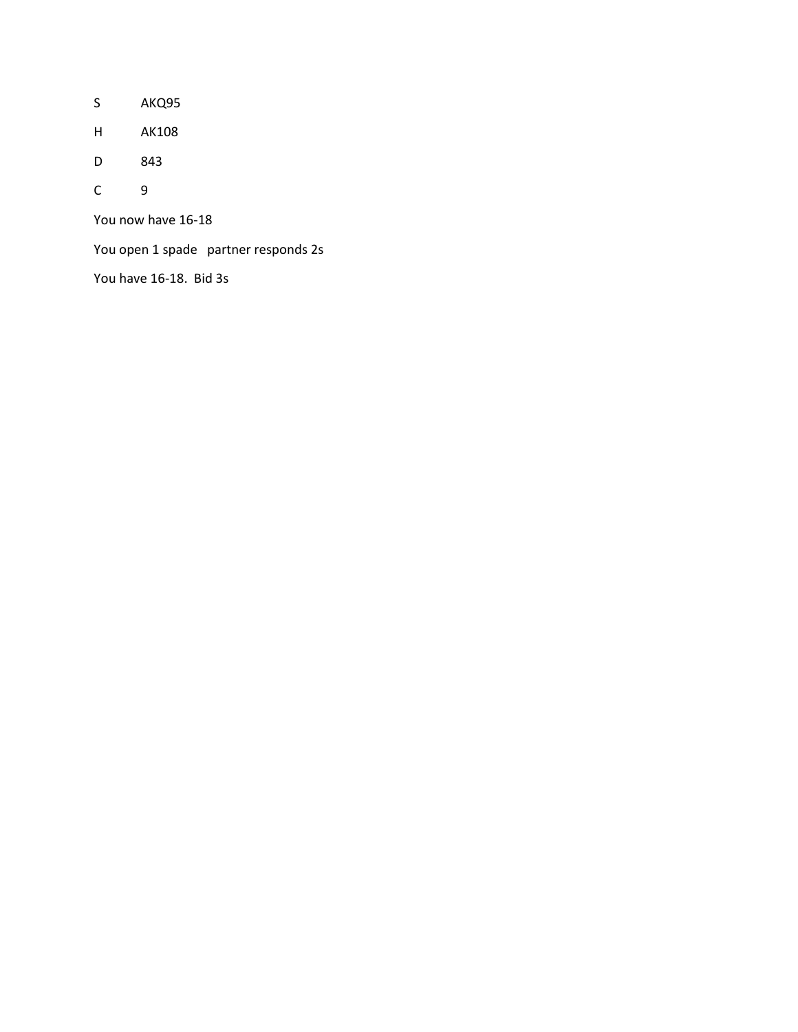S AKQ95

H AK108

D 843

C 9

You now have 16-18

You open 1 spade   partner responds 2s

You have 16-18.  Bid 3s